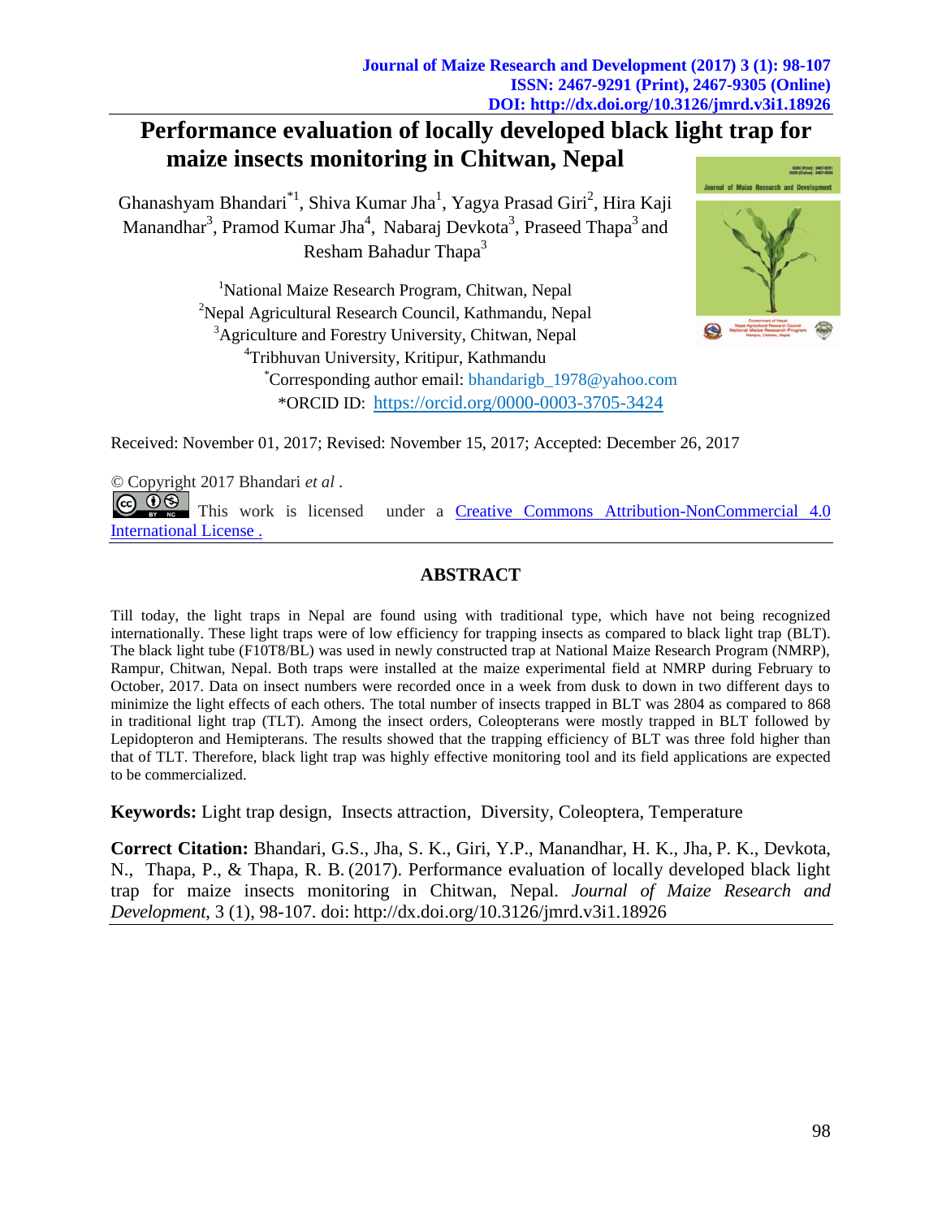# Performance evaluation of locally developed black light trap for maize insects monitoring in Chitwan, Nepal

Ghanashyam Bhandari[*1], Shiva Kumar Jha[1], Yagya Prasad Giri[2], Hira Kaji Manandhar[3], Pramod Kumar Jha[4], Nabaraj Devkota[3], Praseed Thapa[3] and Resham Bahadur Thapa[3]

[1]National Maize Research Program, Chitwan, Nepal
[2]Nepal Agricultural Research Council, Kathmandu, Nepal
[3]Agriculture and Forestry University, Chitwan, Nepal
[4]Tribhuvan University, Kritipur, Kathmandu
[*]Corresponding author email: bhandarigb_1978@yahoo.com
*ORCID ID: https://orcid.org/0000-0003-3705-3424

Received: November 01, 2017; Revised: November 15, 2017; Accepted: December 26, 2017

© Copyright 2017 Bhandari *et al* .

This work is licensed under a Creative Commons Attribution-NonCommercial 4.0 International License .

## ABSTRACT

Till today, the light traps in Nepal are found using with traditional type, which have not being recognized internationally. These light traps were of low efficiency for trapping insects as compared to black light trap (BLT). The black light tube (F10T8/BL) was used in newly constructed trap at National Maize Research Program (NMRP), Rampur, Chitwan, Nepal. Both traps were installed at the maize experimental field at NMRP during February to October, 2017. Data on insect numbers were recorded once in a week from dusk to down in two different days to minimize the light effects of each others. The total number of insects trapped in BLT was 2804 as compared to 868 in traditional light trap (TLT). Among the insect orders, Coleopterans were mostly trapped in BLT followed by Lepidopteron and Hemipterans. The results showed that the trapping efficiency of BLT was three fold higher than that of TLT. Therefore, black light trap was highly effective monitoring tool and its field applications are expected to be commercialized.

**Keywords:** Light trap design, Insects attraction, Diversity, Coleoptera, Temperature

**Correct Citation:** Bhandari, G.S., Jha, S. K., Giri, Y.P., Manandhar, H. K., Jha, P. K., Devkota, N., Thapa, P., & Thapa, R. B. (2017). Performance evaluation of locally developed black light trap for maize insects monitoring in Chitwan, Nepal. *Journal of Maize Research and Development*, 3 (1), 98-107. doi: http://dx.doi.org/10.3126/jmrd.v3i1.18926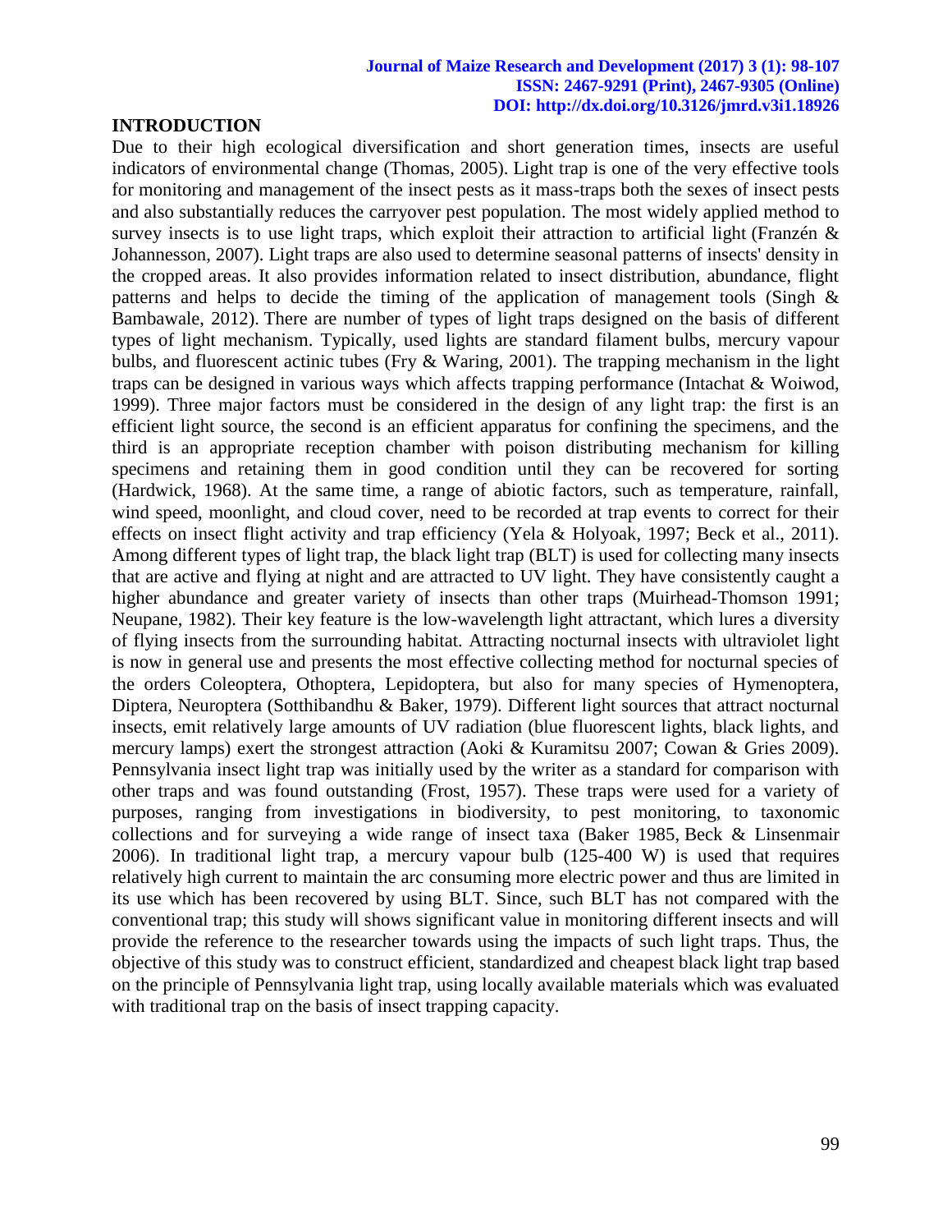## INTRODUCTION

Due to their high ecological diversification and short generation times, insects are useful indicators of environmental change (Thomas, 2005). Light trap is one of the very effective tools for monitoring and management of the insect pests as it mass-traps both the sexes of insect pests and also substantially reduces the carryover pest population. The most widely applied method to survey insects is to use light traps, which exploit their attraction to artificial light (Franzén & Johannesson, 2007). Light traps are also used to determine seasonal patterns of insects' density in the cropped areas. It also provides information related to insect distribution, abundance, flight patterns and helps to decide the timing of the application of management tools (Singh & Bambawale, 2012). There are number of types of light traps designed on the basis of different types of light mechanism. Typically, used lights are standard filament bulbs, mercury vapour bulbs, and fluorescent actinic tubes (Fry & Waring, 2001). The trapping mechanism in the light traps can be designed in various ways which affects trapping performance (Intachat & Woiwod, 1999). Three major factors must be considered in the design of any light trap: the first is an efficient light source, the second is an efficient apparatus for confining the specimens, and the third is an appropriate reception chamber with poison distributing mechanism for killing specimens and retaining them in good condition until they can be recovered for sorting (Hardwick, 1968). At the same time, a range of abiotic factors, such as temperature, rainfall, wind speed, moonlight, and cloud cover, need to be recorded at trap events to correct for their effects on insect flight activity and trap efficiency (Yela & Holyoak, 1997; Beck et al., 2011). Among different types of light trap, the black light trap (BLT) is used for collecting many insects that are active and flying at night and are attracted to UV light. They have consistently caught a higher abundance and greater variety of insects than other traps (Muirhead-Thomson 1991; Neupane, 1982). Their key feature is the low-wavelength light attractant, which lures a diversity of flying insects from the surrounding habitat. Attracting nocturnal insects with ultraviolet light is now in general use and presents the most effective collecting method for nocturnal species of the orders Coleoptera, Othoptera, Lepidoptera, but also for many species of Hymenoptera, Diptera, Neuroptera (Sotthibandhu & Baker, 1979). Different light sources that attract nocturnal insects, emit relatively large amounts of UV radiation (blue fluorescent lights, black lights, and mercury lamps) exert the strongest attraction (Aoki & Kuramitsu 2007; Cowan & Gries 2009). Pennsylvania insect light trap was initially used by the writer as a standard for comparison with other traps and was found outstanding (Frost, 1957). These traps were used for a variety of purposes, ranging from investigations in biodiversity, to pest monitoring, to taxonomic collections and for surveying a wide range of insect taxa (Baker 1985, Beck & Linsenmair 2006). In traditional light trap, a mercury vapour bulb (125-400 W) is used that requires relatively high current to maintain the arc consuming more electric power and thus are limited in its use which has been recovered by using BLT. Since, such BLT has not compared with the conventional trap; this study will shows significant value in monitoring different insects and will provide the reference to the researcher towards using the impacts of such light traps. Thus, the objective of this study was to construct efficient, standardized and cheapest black light trap based on the principle of Pennsylvania light trap, using locally available materials which was evaluated with traditional trap on the basis of insect trapping capacity.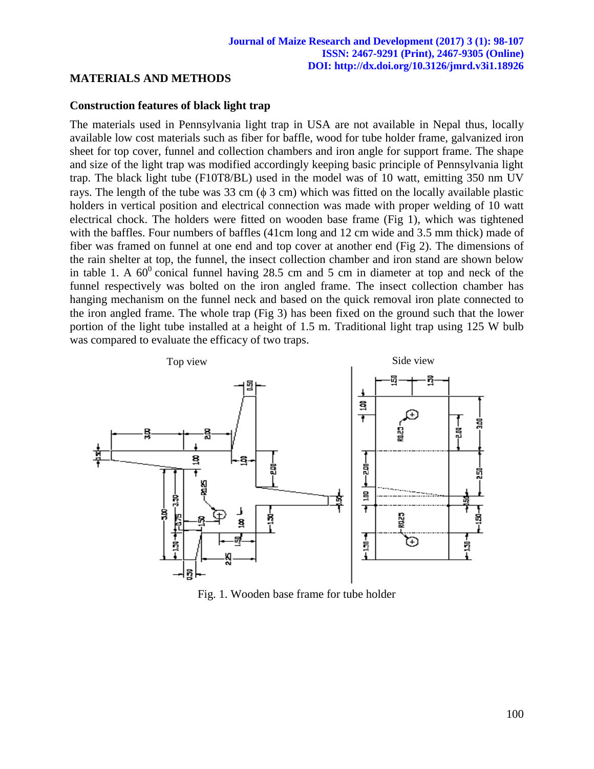## MATERIALS AND METHODS

### Construction features of black light trap

The materials used in Pennsylvania light trap in USA are not available in Nepal thus, locally available low cost materials such as fiber for baffle, wood for tube holder frame, galvanized iron sheet for top cover, funnel and collection chambers and iron angle for support frame. The shape and size of the light trap was modified accordingly keeping basic principle of Pennsylvania light trap. The black light tube (F10T8/BL) used in the model was of 10 watt, emitting 350 nm UV rays. The length of the tube was 33 cm (ϕ 3 cm) which was fitted on the locally available plastic holders in vertical position and electrical connection was made with proper welding of 10 watt electrical chock. The holders were fitted on wooden base frame (Fig 1), which was tightened with the baffles. Four numbers of baffles (41cm long and 12 cm wide and 3.5 mm thick) made of fiber was framed on funnel at one end and top cover at another end (Fig 2). The dimensions of the rain shelter at top, the funnel, the insect collection chamber and iron stand are shown below in table 1. A $60^0$ conical funnel having 28.5 cm and 5 cm in diameter at top and neck of the funnel respectively was bolted on the iron angled frame. The insect collection chamber has hanging mechanism on the funnel neck and based on the quick removal iron plate connected to the iron angled frame. The whole trap (Fig 3) has been fixed on the ground such that the lower portion of the light tube installed at a height of 1.5 m. Traditional light trap using 125 W bulb was compared to evaluate the efficacy of two traps.

Fig. 1. Wooden base frame for tube holder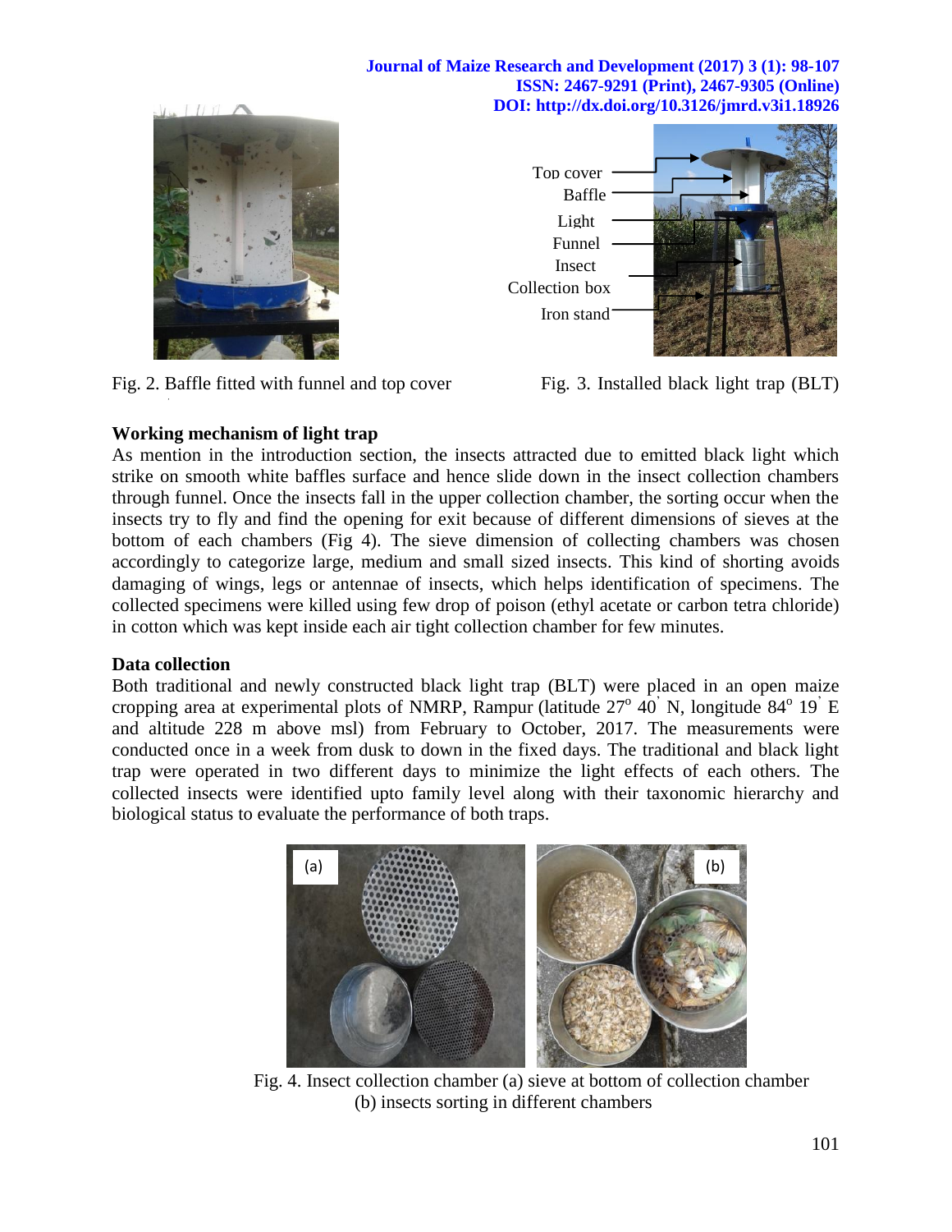Fig. 2. Baffle fitted with funnel and top cover

Top cover
Baffle
Light
Funnel
Insect
Collection box
Iron stand

Fig. 3. Installed black light trap (BLT)

**Working mechanism of light trap**

As mention in the introduction section, the insects attracted due to emitted black light which strike on smooth white baffles surface and hence slide down in the insect collection chambers through funnel. Once the insects fall in the upper collection chamber, the sorting occur when the insects try to fly and find the opening for exit because of different dimensions of sieves at the bottom of each chambers (Fig 4). The sieve dimension of collecting chambers was chosen accordingly to categorize large, medium and small sized insects. This kind of shorting avoids damaging of wings, legs or antennae of insects, which helps identification of specimens. The collected specimens were killed using few drop of poison (ethyl acetate or carbon tetra chloride) in cotton which was kept inside each air tight collection chamber for few minutes.

**Data collection**

Both traditional and newly constructed black light trap (BLT) were placed in an open maize cropping area at experimental plots of NMRP, Rampur (latitude 27° 40' N, longitude 84° 19' E and altitude 228 m above msl) from February to October, 2017. The measurements were conducted once in a week from dusk to down in the fixed days. The traditional and black light trap were operated in two different days to minimize the light effects of each others. The collected insects were identified upto family level along with their taxonomic hierarchy and biological status to evaluate the performance of both traps.

(a) (b)

Fig. 4. Insect collection chamber (a) sieve at bottom of collection chamber (b) insects sorting in different chambers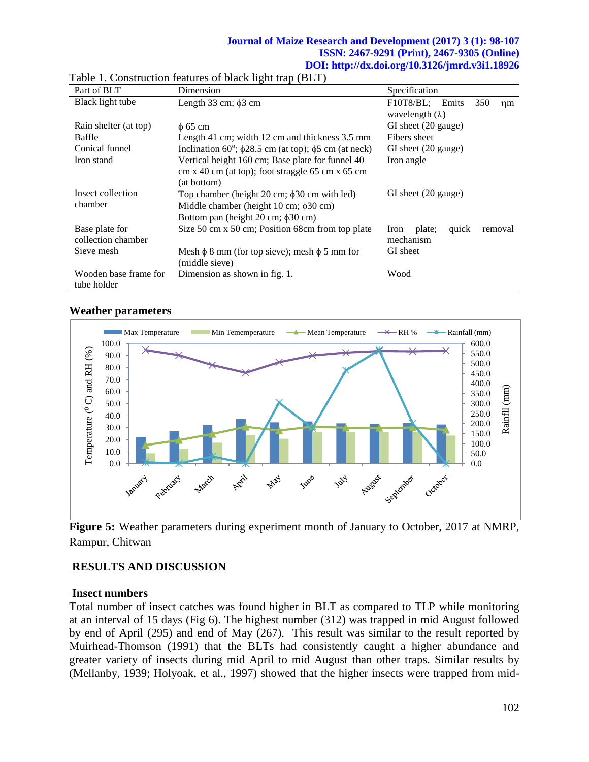Table 1. Construction features of black light trap (BLT)

| Part of BLT | Dimension | Specification |
|---|---|---|
| Black light tube | Length 33 cm; ϕ3 cm | F10T8/BL; Emits 350 ηm wavelength (λ) |
| Rain shelter (at top) | ϕ 65 cm | GI sheet (20 gauge) |
| Baffle | Length 41 cm; width 12 cm and thickness 3.5 mm | Fibers sheet |
| Conical funnel | Inclination 60°; ϕ28.5 cm (at top); ϕ5 cm (at neck) | GI sheet (20 gauge) |
| Iron stand | Vertical height 160 cm; Base plate for funnel 40 cm x 40 cm (at top); foot straggle 65 cm x 65 cm (at bottom) | Iron angle |
| Insect collection chamber | Top chamber (height 20 cm; ϕ30 cm with led) Middle chamber (height 10 cm; ϕ30 cm) Bottom pan (height 20 cm; ϕ30 cm) | GI sheet (20 gauge) |
| Base plate for collection chamber | Size 50 cm x 50 cm; Position 68cm from top plate | Iron plate; quick removal mechanism |
| Sieve mesh | Mesh ϕ 8 mm (for top sieve); mesh ϕ 5 mm for (middle sieve) | GI sheet |
| Wooden base frame for tube holder | Dimension as shown in fig. 1. | Wood |

### Weather parameters

**Figure 5:** Weather parameters during experiment month of January to October, 2017 at NMRP, Rampur, Chitwan

## RESULTS AND DISCUSSION

### Insect numbers

Total number of insect catches was found higher in BLT as compared to TLP while monitoring at an interval of 15 days (Fig 6). The highest number (312) was trapped in mid August followed by end of April (295) and end of May (267). This result was similar to the result reported by Muirhead-Thomson (1991) that the BLTs had consistently caught a higher abundance and greater variety of insects during mid April to mid August than other traps. Similar results by (Mellanby, 1939; Holyoak, et al., 1997) showed that the higher insects were trapped from mid-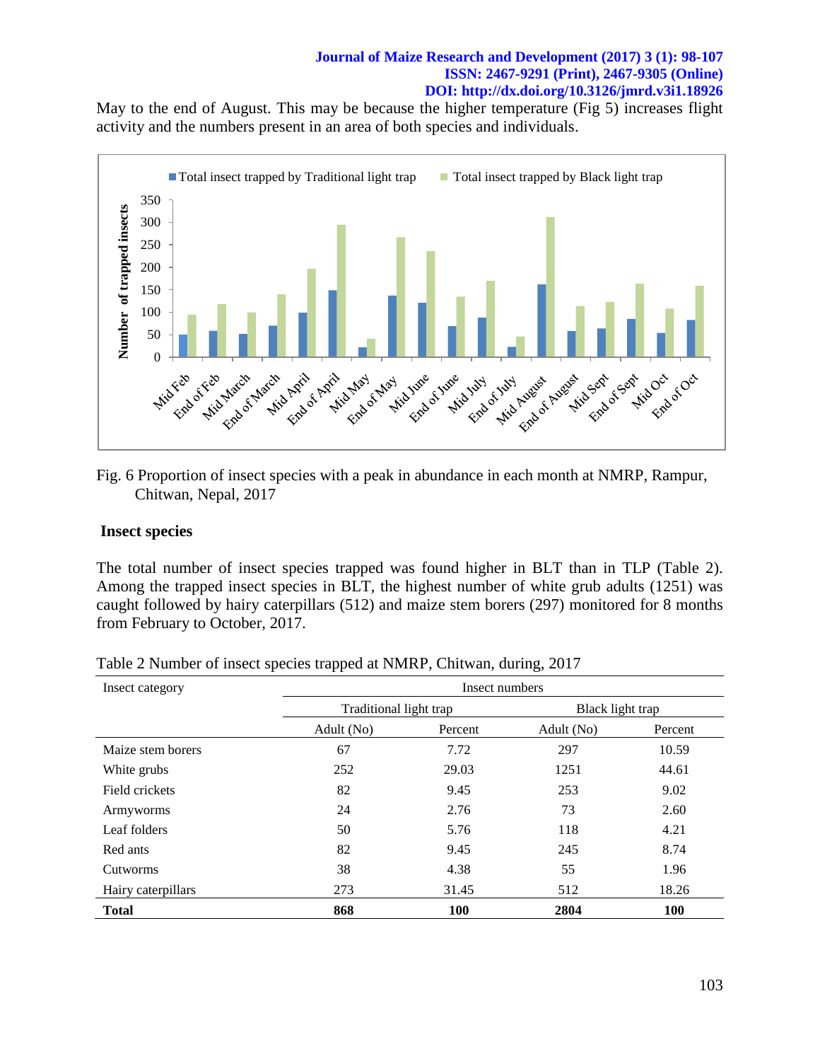May to the end of August. This may be because the higher temperature (Fig 5) increases flight activity and the numbers present in an area of both species and individuals.

Fig. 6 Proportion of insect species with a peak in abundance in each month at NMRP, Rampur, Chitwan, Nepal, 2017

## Insect species

The total number of insect species trapped was found higher in BLT than in TLP (Table 2). Among the trapped insect species in BLT, the highest number of white grub adults (1251) was caught followed by hairy caterpillars (512) and maize stem borers (297) monitored for 8 months from February to October, 2017.

Table 2 Number of insect species trapped at NMRP, Chitwan, during, 2017

| Insect category | Insect numbers | | | |
|---|---|---|---|---|
| | Traditional light trap | | Black light trap | |
| | Adult (No) | Percent | Adult (No) | Percent |
| Maize stem borers | 67 | 7.72 | 297 | 10.59 |
| White grubs | 252 | 29.03 | 1251 | 44.61 |
| Field crickets | 82 | 9.45 | 253 | 9.02 |
| Armyworms | 24 | 2.76 | 73 | 2.60 |
| Leaf folders | 50 | 5.76 | 118 | 4.21 |
| Red ants | 82 | 9.45 | 245 | 8.74 |
| Cutworms | 38 | 4.38 | 55 | 1.96 |
| Hairy caterpillars | 273 | 31.45 | 512 | 18.26 |
| **Total** | **868** | **100** | **2804** | **100** |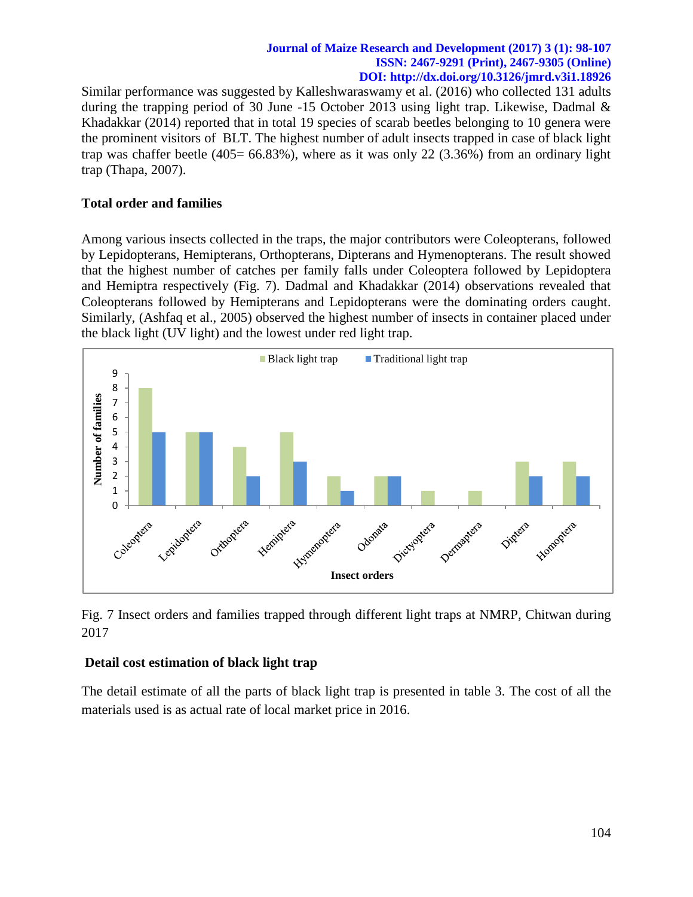Similar performance was suggested by Kalleshwaraswamy et al. (2016) who collected 131 adults during the trapping period of 30 June -15 October 2013 using light trap. Likewise, Dadmal & Khadakkar (2014) reported that in total 19 species of scarab beetles belonging to 10 genera were the prominent visitors of BLT. The highest number of adult insects trapped in case of black light trap was chaffer beetle (405= 66.83%), where as it was only 22 (3.36%) from an ordinary light trap (Thapa, 2007).

### Total order and families

Among various insects collected in the traps, the major contributors were Coleopterans, followed by Lepidopterans, Hemipterans, Orthopterans, Dipterans and Hymenopterans. The result showed that the highest number of catches per family falls under Coleoptera followed by Lepidoptera and Hemiptra respectively (Fig. 7). Dadmal and Khadakkar (2014) observations revealed that Coleopterans followed by Hemipterans and Lepidopterans were the dominating orders caught. Similarly, (Ashfaq et al., 2005) observed the highest number of insects in container placed under the black light (UV light) and the lowest under red light trap.

| Insect orders | Black light trap | Traditional light trap |
|---|---|---|
| Coleoptera | 8 | 5 |
| Lepidoptera | 5 | 5 |
| Orthoptera | 4 | 2 |
| Hemiptera | 5 | 3 |
| Hymenoptera | 2 | 1 |
| Odonata | 2 | 2 |
| Dictyoptera | 1 | 0 |
| Dermaptera | 1 | 0 |
| Diptera | 3 | 2 |
| Homoptera | 3 | 2 |

Fig. 7 Insect orders and families trapped through different light traps at NMRP, Chitwan during 2017

### Detail cost estimation of black light trap

The detail estimate of all the parts of black light trap is presented in table 3. The cost of all the materials used is as actual rate of local market price in 2016.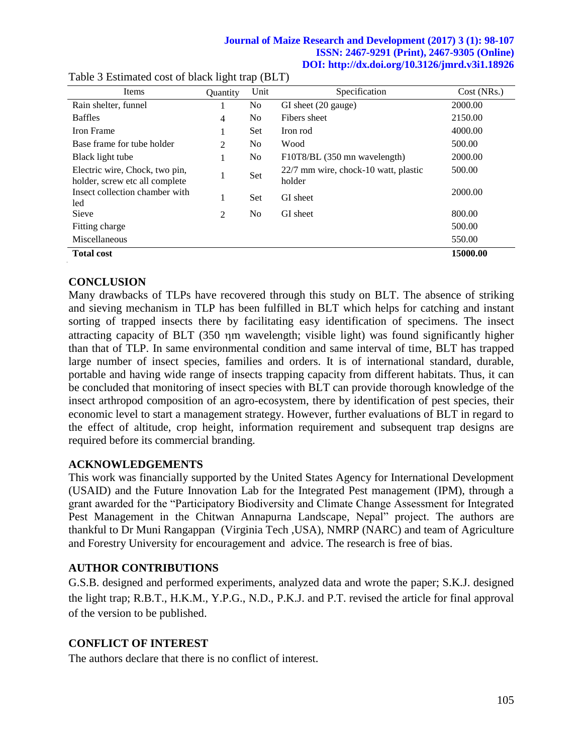Table 3 Estimated cost of black light trap (BLT)

| Items | Quantity | Unit | Specification | Cost (NRs.) |
|---|---|---|---|---|
| Rain shelter, funnel | 1 | No | GI sheet (20 gauge) | 2000.00 |
| Baffles | 4 | No | Fibers sheet | 2150.00 |
| Iron Frame | 1 | Set | Iron rod | 4000.00 |
| Base frame for tube holder | 2 | No | Wood | 500.00 |
| Black light tube | 1 | No | F10T8/BL (350 mn wavelength) | 2000.00 |
| Electric wire, Chock, two pin, holder, screw etc all complete | 1 | Set | 22/7 mm wire, chock-10 watt, plastic holder | 500.00 |
| Insect collection chamber with led | 1 | Set | GI sheet | 2000.00 |
| Sieve | 2 | No | GI sheet | 800.00 |
| Fitting charge | | | | 500.00 |
| Miscellaneous | | | | 550.00 |
| **Total cost** | | | | **15000.00** |

## CONCLUSION

Many drawbacks of TLPs have recovered through this study on BLT. The absence of striking and sieving mechanism in TLP has been fulfilled in BLT which helps for catching and instant sorting of trapped insects there by facilitating easy identification of specimens. The insect attracting capacity of BLT (350 ηm wavelength; visible light) was found significantly higher than that of TLP. In same environmental condition and same interval of time, BLT has trapped large number of insect species, families and orders. It is of international standard, durable, portable and having wide range of insects trapping capacity from different habitats. Thus, it can be concluded that monitoring of insect species with BLT can provide thorough knowledge of the insect arthropod composition of an agro-ecosystem, there by identification of pest species, their economic level to start a management strategy. However, further evaluations of BLT in regard to the effect of altitude, crop height, information requirement and subsequent trap designs are required before its commercial branding.

## ACKNOWLEDGEMENTS

This work was financially supported by the United States Agency for International Development (USAID) and the Future Innovation Lab for the Integrated Pest management (IPM), through a grant awarded for the "Participatory Biodiversity and Climate Change Assessment for Integrated Pest Management in the Chitwan Annapurna Landscape, Nepal" project. The authors are thankful to Dr Muni Rangappan (Virginia Tech ,USA), NMRP (NARC) and team of Agriculture and Forestry University for encouragement and advice. The research is free of bias.

## AUTHOR CONTRIBUTIONS

G.S.B. designed and performed experiments, analyzed data and wrote the paper; S.K.J. designed the light trap; R.B.T., H.K.M., Y.P.G., N.D., P.K.J. and P.T. revised the article for final approval of the version to be published.

## CONFLICT OF INTEREST

The authors declare that there is no conflict of interest.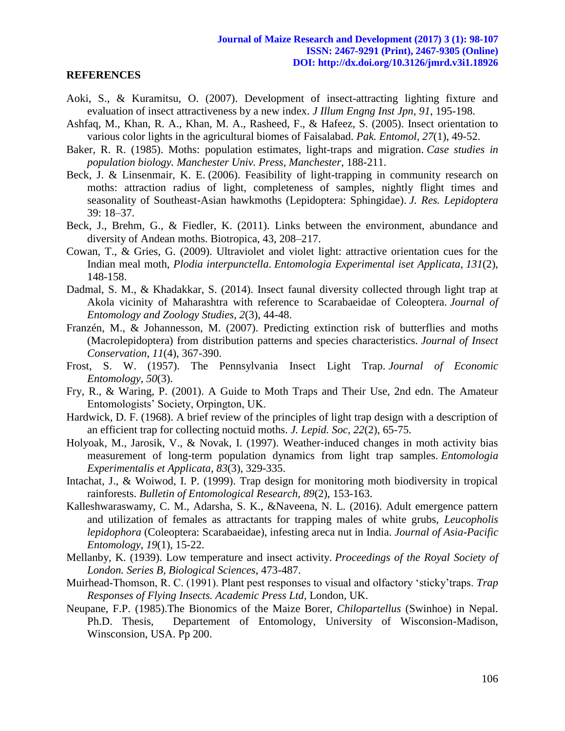## REFERENCES

Aoki, S., & Kuramitsu, O. (2007). Development of insect-attracting lighting fixture and evaluation of insect attractiveness by a new index. *J Illum Engng Inst Jpn*, *91*, 195-198.

Ashfaq, M., Khan, R. A., Khan, M. A., Rasheed, F., & Hafeez, S. (2005). Insect orientation to various color lights in the agricultural biomes of Faisalabad. *Pak. Entomol*, *27*(1), 49-52.

Baker, R. R. (1985). Moths: population estimates, light-traps and migration. *Case studies in population biology. Manchester Univ. Press, Manchester*, 188-211.

Beck, J. & Linsenmair, K. E. (2006). Feasibility of light-trapping in community research on moths: attraction radius of light, completeness of samples, nightly flight times and seasonality of Southeast-Asian hawkmoths (Lepidoptera: Sphingidae). *J. Res. Lepidoptera* 39: 18–37.

Beck, J., Brehm, G., & Fiedler, K. (2011). Links between the environment, abundance and diversity of Andean moths. Biotropica, 43, 208–217.

Cowan, T., & Gries, G. (2009). Ultraviolet and violet light: attractive orientation cues for the Indian meal moth, *Plodia interpunctella*. *Entomologia Experimental iset Applicata*, *131*(2), 148-158.

Dadmal, S. M., & Khadakkar, S. (2014). Insect faunal diversity collected through light trap at Akola vicinity of Maharashtra with reference to Scarabaeidae of Coleoptera. *Journal of Entomology and Zoology Studies*, *2*(3), 44-48.

Franzén, M., & Johannesson, M. (2007). Predicting extinction risk of butterflies and moths (Macrolepidoptera) from distribution patterns and species characteristics. *Journal of Insect Conservation*, *11*(4), 367-390.

Frost, S. W. (1957). The Pennsylvania Insect Light Trap. *Journal of Economic Entomology*, *50*(3).

Fry, R., & Waring, P. (2001). A Guide to Moth Traps and Their Use, 2nd edn. The Amateur Entomologists' Society, Orpington, UK.

Hardwick, D. F. (1968). A brief review of the principles of light trap design with a description of an efficient trap for collecting noctuid moths. *J. Lepid. Soc*, *22*(2), 65-75.

Holyoak, M., Jarosik, V., & Novak, I. (1997). Weather‐induced changes in moth activity bias measurement of long‐term population dynamics from light trap samples. *Entomologia Experimentalis et Applicata*, *83*(3), 329-335.

Intachat, J., & Woiwod, I. P. (1999). Trap design for monitoring moth biodiversity in tropical rainforests. *Bulletin of Entomological Research*, *89*(2), 153-163.

Kalleshwaraswamy, C. M., Adarsha, S. K., &Naveena, N. L. (2016). Adult emergence pattern and utilization of females as attractants for trapping males of white grubs, *Leucopholis lepidophora* (Coleoptera: Scarabaeidae), infesting areca nut in India. *Journal of Asia-Pacific Entomology*, *19*(1), 15-22.

Mellanby, K. (1939). Low temperature and insect activity. *Proceedings of the Royal Society of London. Series B, Biological Sciences*, 473-487.

Muirhead-Thomson, R. C. (1991). Plant pest responses to visual and olfactory 'sticky'traps. *Trap Responses of Flying Insects. Academic Press Ltd,* London, UK.

Neupane, F.P. (1985).The Bionomics of the Maize Borer, *Chilopartellus* (Swinhoe) in Nepal. Ph.D. Thesis, Departement of Entomology, University of Wisconsion-Madison, Winsconsion, USA. Pp 200.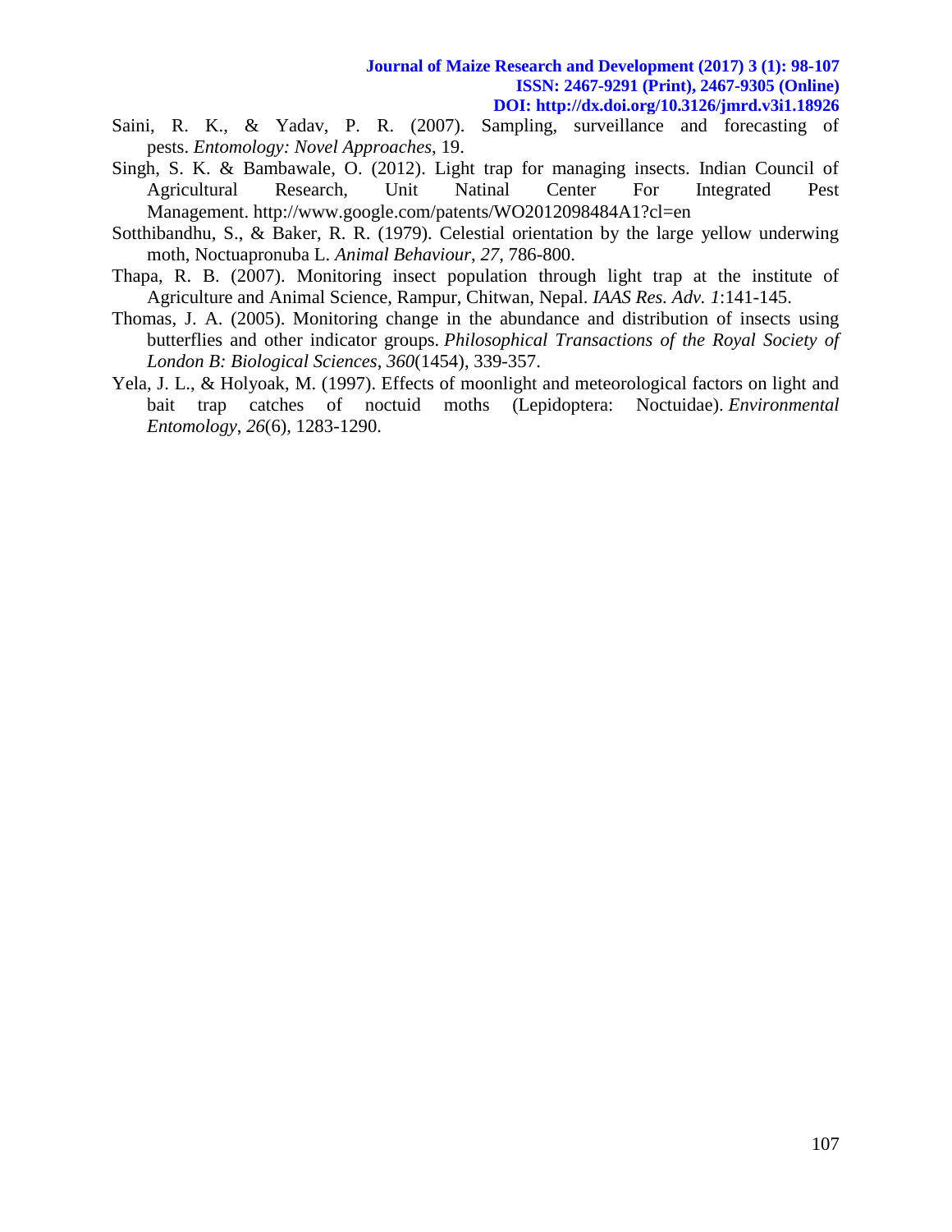Saini, R. K., & Yadav, P. R. (2007). Sampling, surveillance and forecasting of pests. *Entomology: Novel Approaches*, 19.

Singh, S. K. & Bambawale, O. (2012). Light trap for managing insects. Indian Council of Agricultural Research, Unit Natinal Center For Integrated Pest Management. http://www.google.com/patents/WO2012098484A1?cl=en

Sotthibandhu, S., & Baker, R. R. (1979). Celestial orientation by the large yellow underwing moth, Noctuapronuba L. *Animal Behaviour*, *27*, 786-800.

Thapa, R. B. (2007). Monitoring insect population through light trap at the institute of Agriculture and Animal Science, Rampur, Chitwan, Nepal. *IAAS Res. Adv. 1*:141-145.

Thomas, J. A. (2005). Monitoring change in the abundance and distribution of insects using butterflies and other indicator groups. *Philosophical Transactions of the Royal Society of London B: Biological Sciences*, *360*(1454), 339-357.

Yela, J. L., & Holyoak, M. (1997). Effects of moonlight and meteorological factors on light and bait trap catches of noctuid moths (Lepidoptera: Noctuidae). *Environmental Entomology*, *26*(6), 1283-1290.